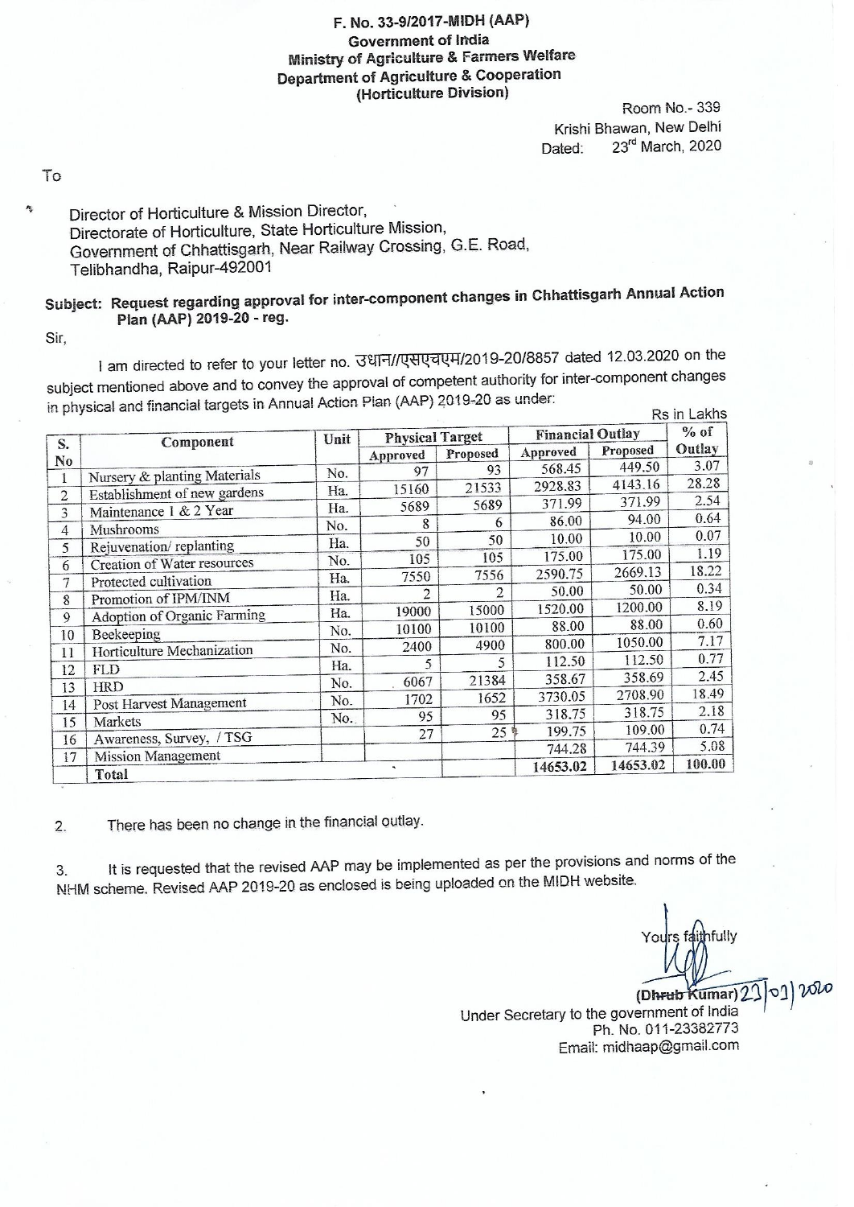**F. No. 33-9/2017-MIDH (AAP)**
**Government of India**
**Ministry of Agriculture & Farmers Welfare**
**Department of Agriculture & Cooperation**
**(Horticulture Division)**

Room No.- 339
Krishi Bhawan, New Delhi
Dated: 23[rd] March, 2020

To

Director of Horticulture & Mission Director,
Directorate of Horticulture, State Horticulture Mission,
Government of Chhattisgarh, Near Railway Crossing, G.E. Road,
Telibhandha, Raipur-492001

**Subject: Request regarding approval for inter-component changes in Chhattisgarh Annual Action Plan (AAP) 2019-20 - reg.**

Sir,

I am directed to refer to your letter no. उधान//एसएचएम/2019-20/8857 dated 12.03.2020 on the subject mentioned above and to convey the approval of competent authority for inter-component changes in physical and financial targets in Annual Action Plan (AAP) 2019-20 as under:

Rs in Lakhs

| S. No | Component | Unit | Physical Target | | Financial Outlay | | % of Outlay |
|---|---|---|---|---|---|---|---|
| | | | Approved | Proposed | Approved | Proposed | |
| 1 | Nursery & planting Materials | No. | 97 | 93 | 568.45 | 449.50 | 3.07 |
| 2 | Establishment of new gardens | Ha. | 15160 | 21533 | 2928.83 | 4143.16 | 28.28 |
| 3 | Maintenance 1 & 2 Year | Ha. | 5689 | 5689 | 371.99 | 371.99 | 2.54 |
| 4 | Mushrooms | No. | 8 | 6 | 86.00 | 94.00 | 0.64 |
| 5 | Rejuvenation/ replanting | Ha. | 50 | 50 | 10.00 | 10.00 | 0.07 |
| 6 | Creation of Water resources | No. | 105 | 105 | 175.00 | 175.00 | 1.19 |
| 7 | Protected cultivation | Ha. | 7550 | 7556 | 2590.75 | 2669.13 | 18.22 |
| 8 | Promotion of IPM/INM | Ha. | 2 | 2 | 50.00 | 50.00 | 0.34 |
| 9 | Adoption of Organic Farming | Ha. | 19000 | 15000 | 1520.00 | 1200.00 | 8.19 |
| 10 | Beekeeping | No. | 10100 | 10100 | 88.00 | 88.00 | 0.60 |
| 11 | Horticulture Mechanization | No. | 2400 | 4900 | 800.00 | 1050.00 | 7.17 |
| 12 | FLD | Ha. | 5 | 5 | 112.50 | 112.50 | 0.77 |
| 13 | HRD | No. | 6067 | 21384 | 358.67 | 358.69 | 2.45 |
| 14 | Post Harvest Management | No. | 1702 | 1652 | 3730.05 | 2708.90 | 18.49 |
| 15 | Markets | No. | 95 | 95 | 318.75 | 318.75 | 2.18 |
| 16 | Awareness, Survey, / TSG | | 27 | 25 | 199.75 | 109.00 | 0.74 |
| 17 | Mission Management | | | | 744.28 | 744.39 | 5.08 |
| | **Total** | | | | **14653.02** | **14653.02** | **100.00** |

2. There has been no change in the financial outlay.

3. It is requested that the revised AAP may be implemented as per the provisions and norms of the NHM scheme. Revised AAP 2019-20 as enclosed is being uploaded on the MIDH website.

Yours faithfully

(Dhrub Kumar) 23/03/2020
Under Secretary to the government of India
Ph. No. 011-23382773
Email: midhaap@gmail.com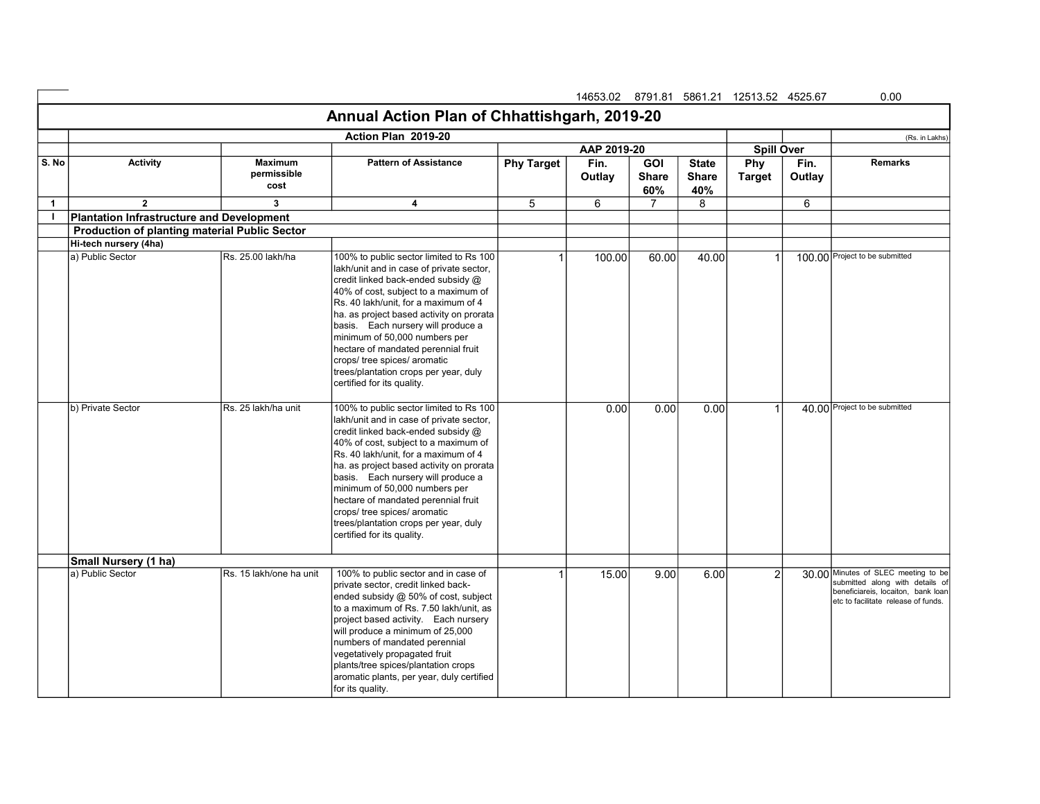14653.02 8791.81 5861.21 12513.52 4525.67 0.00

# Annual Action Plan of Chhattishgarh, 2019-20

| | Action Plan 2019-20 | | | | | | | | | (Rs. in Lakhs) |
|---|---|---|---|---|---|---|---|---|---|---|
| | | | | AAP 2019-20 | | | | Spill Over | | |
| S. No | Activity | Maximum permissible cost | Pattern of Assistance | Phy Target | Fin. Outlay | GOI Share 60% | State Share 40% | Phy Target | Fin. Outlay | Remarks |
| 1 | 2 | 3 | 4 | 5 | 6 | 7 | 8 | | 6 | |
| I | **Plantation Infrastructure and Development** | | | | | | | | | |
| | **Production of planting material Public Sector** | | | | | | | | | |
| | **Hi-tech nursery (4ha)** | | | | | | | | | |
| | a) Public Sector | Rs. 25.00 lakh/ha | 100% to public sector limited to Rs 100 lakh/unit and in case of private sector, credit linked back-ended subsidy @ 40% of cost, subject to a maximum of Rs. 40 lakh/unit, for a maximum of 4 ha. as project based activity on prorata basis. Each nursery will produce a minimum of 50,000 numbers per hectare of mandated perennial fruit crops/ tree spices/ aromatic trees/plantation crops per year, duly certified for its quality. | 1 | 100.00 | 60.00 | 40.00 | 1 | 100.00 | Project to be submitted |
| | b) Private Sector | Rs. 25 lakh/ha unit | 100% to public sector limited to Rs 100 lakh/unit and in case of private sector, credit linked back-ended subsidy @ 40% of cost, subject to a maximum of Rs. 40 lakh/unit, for a maximum of 4 ha. as project based activity on prorata basis. Each nursery will produce a minimum of 50,000 numbers per hectare of mandated perennial fruit crops/ tree spices/ aromatic trees/plantation crops per year, duly certified for its quality. | | 0.00 | 0.00 | 0.00 | 1 | 40.00 | Project to be submitted |
| | **Small Nursery (1 ha)** | | | | | | | | | |
| | a) Public Sector | Rs. 15 lakh/one ha unit | 100% to public sector and in case of private sector, credit linked back-ended subsidy @ 50% of cost, subject to a maximum of Rs. 7.50 lakh/unit, as project based activity. Each nursery will produce a minimum of 25,000 numbers of mandated perennial vegetatively propagated fruit plants/tree spices/plantation crops aromatic plants, per year, duly certified for its quality. | 1 | 15.00 | 9.00 | 6.00 | 2 | 30.00 | Minutes of SLEC meeting to be submitted along with details of beneficiareis, locaiton, bank loan etc to facilitate release of funds. |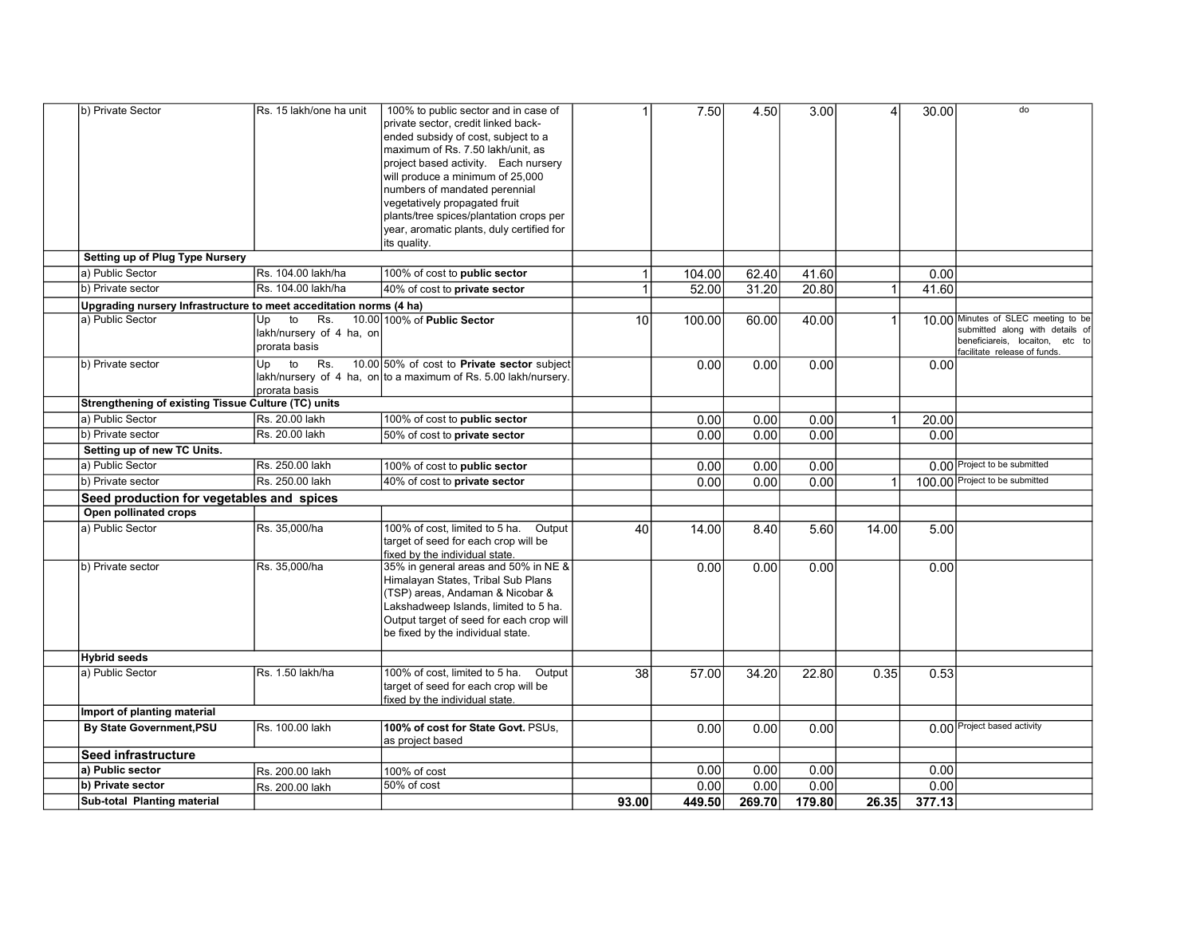| | | | | | | | | | | |
|---|---|---|---|---|---|---|---|---|---|---|
| | b) Private Sector | Rs. 15 lakh/one ha unit | 100% to public sector and in case of private sector, credit linked back-ended subsidy of cost, subject to a maximum of Rs. 7.50 lakh/unit, as project based activity. Each nursery will produce a minimum of 25,000 numbers of mandated perennial vegetatively propagated fruit plants/tree spices/plantation crops per year, aromatic plants, duly certified for its quality. | 1 | 7.50 | 4.50 | 3.00 | 4 | 30.00 | do |
| | **Setting up of Plug Type Nursery** | | | | | | | | | |
| | a) Public Sector | Rs. 104.00 lakh/ha | 100% of cost to **public sector** | 1 | 104.00 | 62.40 | 41.60 | | 0.00 | |
| | b) Private sector | Rs. 104.00 lakh/ha | 40% of cost to **private sector** | 1 | 52.00 | 31.20 | 20.80 | 1 | 41.60 | |
| | **Upgrading nursery Infrastructure to meet acceditation norms (4 ha)** | | | | | | | | | |
| | a) Public Sector | Up to Rs. 10.00 lakh/nursery of 4 ha, on prorata basis | 100% of **Public Sector** | 10 | 100.00 | 60.00 | 40.00 | 1 | 10.00 | Minutes of SLEC meeting to be submitted along with details of beneficiareis, locaiton, etc to facilitate release of funds. |
| | b) Private sector | Up to Rs. 10.00 lakh/nursery of 4 ha, on prorata basis | 50% of cost to **Private sector** subject to a maximum of Rs. 5.00 lakh/nursery. | | 0.00 | 0.00 | 0.00 | | 0.00 | |
| | **Strengthening of existing Tissue Culture (TC) units** | | | | | | | | | |
| | a) Public Sector | Rs. 20.00 lakh | 100% of cost to **public sector** | | 0.00 | 0.00 | 0.00 | 1 | 20.00 | |
| | b) Private sector | Rs. 20.00 lakh | 50% of cost to **private sector** | | 0.00 | 0.00 | 0.00 | | 0.00 | |
| | **Setting up of new TC Units.** | | | | | | | | | |
| | a) Public Sector | Rs. 250.00 lakh | 100% of cost to **public sector** | | 0.00 | 0.00 | 0.00 | | 0.00 | Project to be submitted |
| | b) Private sector | Rs. 250.00 lakh | 40% of cost to **private sector** | | 0.00 | 0.00 | 0.00 | 1 | 100.00 | Project to be submitted |
| | **Seed production for vegetables and spices** | | | | | | | | | |
| | **Open pollinated crops** | | | | | | | | | |
| | a) Public Sector | Rs. 35,000/ha | 100% of cost, limited to 5 ha. Output target of seed for each crop will be fixed by the individual state. | 40 | 14.00 | 8.40 | 5.60 | 14.00 | 5.00 | |
| | b) Private sector | Rs. 35,000/ha | 35% in general areas and 50% in NE & Himalayan States, Tribal Sub Plans (TSP) areas, Andaman & Nicobar & Lakshadweep Islands, limited to 5 ha. Output target of seed for each crop will be fixed by the individual state. | | 0.00 | 0.00 | 0.00 | | 0.00 | |
| | **Hybrid seeds** | | | | | | | | | |
| | a) Public Sector | Rs. 1.50 lakh/ha | 100% of cost, limited to 5 ha. Output target of seed for each crop will be fixed by the individual state. | 38 | 57.00 | 34.20 | 22.80 | 0.35 | 0.53 | |
| | **Import of planting material** | | | | | | | | | |
| | **By State Government,PSU** | Rs. 100.00 lakh | **100% of cost for State Govt.** PSUs, as project based | | 0.00 | 0.00 | 0.00 | | 0.00 | Project based activity |
| | **Seed infrastructure** | | | | | | | | | |
| | **a) Public sector** | Rs. 200.00 lakh | 100% of cost | | 0.00 | 0.00 | 0.00 | | 0.00 | |
| | **b) Private sector** | Rs. 200.00 lakh | 50% of cost | | 0.00 | 0.00 | 0.00 | | 0.00 | |
| | **Sub-total Planting material** | | | **93.00** | **449.50** | **269.70** | **179.80** | **26.35** | **377.13** | |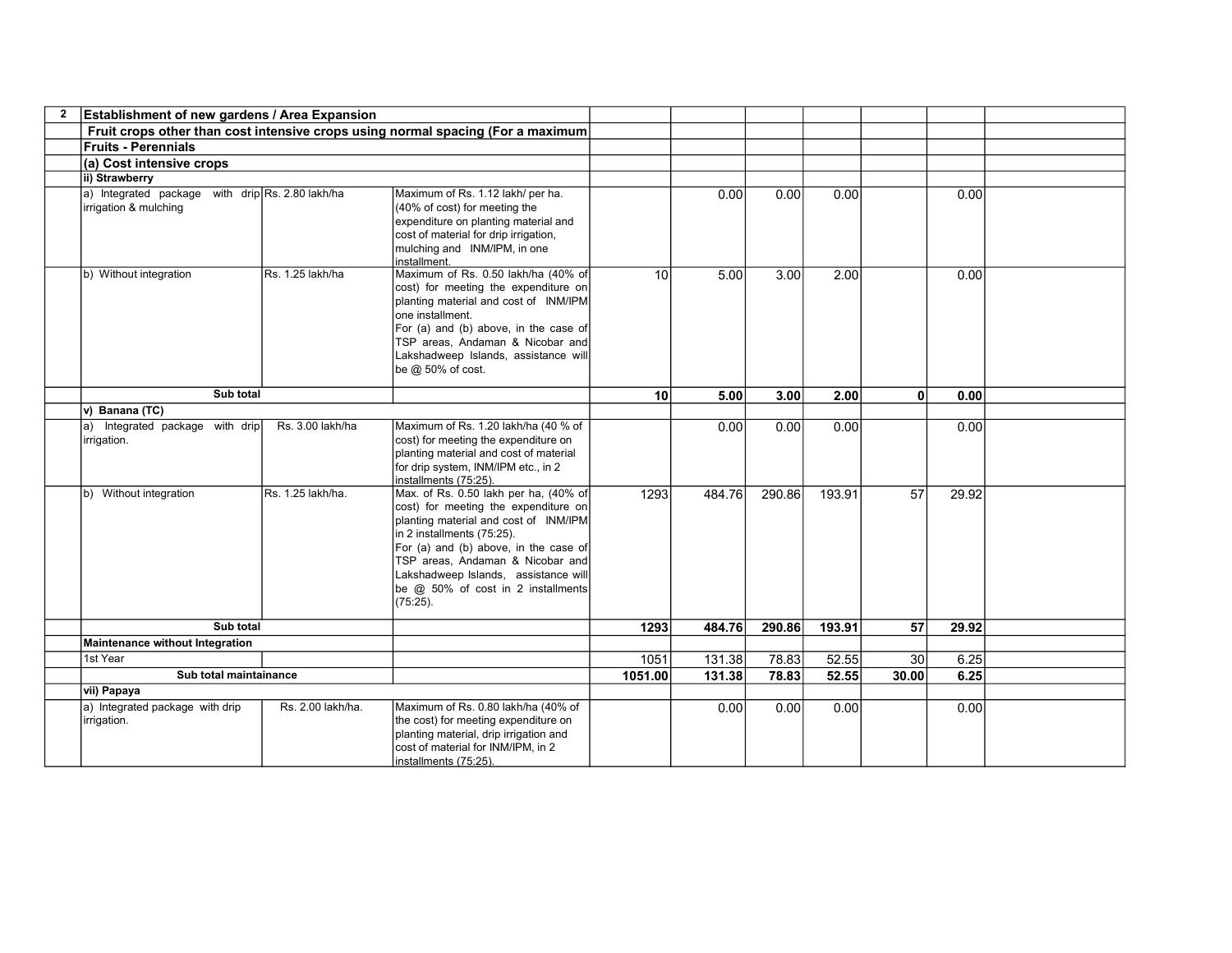| 2 | Establishment of new gardens / Area Expansion | | | | | | | | | |
|---|---|---|---|---|---|---|---|---|---|---|
| | Fruit crops other than cost intensive crops using normal spacing (For a maximum | | | | | | | | | |
| | Fruits - Perennials | | | | | | | | | |
| | (a) Cost intensive crops | | | | | | | | | |
| | ii) Strawberry | | | | | | | | | |
| | a) Integrated package with drip irrigation & mulching | Rs. 2.80 lakh/ha | Maximum of Rs. 1.12 lakh/ per ha. (40% of cost) for meeting the expenditure on planting material and cost of material for drip irrigation, mulching and INM/IPM, in one installment. | | 0.00 | 0.00 | 0.00 | | 0.00 | |
| | b) Without integration | Rs. 1.25 lakh/ha | Maximum of Rs. 0.50 lakh/ha (40% of cost) for meeting the expenditure on planting material and cost of INM/IPM one installment. For (a) and (b) above, in the case of TSP areas, Andaman & Nicobar and Lakshadweep Islands, assistance will be @ 50% of cost. | 10 | 5.00 | 3.00 | 2.00 | | 0.00 | |
| | **Sub total** | | | **10** | **5.00** | **3.00** | **2.00** | **0** | **0.00** | |
| | v) Banana (TC) | | | | | | | | | |
| | a) Integrated package with drip irrigation. | Rs. 3.00 lakh/ha | Maximum of Rs. 1.20 lakh/ha (40 % of cost) for meeting the expenditure on planting material and cost of material for drip system, INM/IPM etc., in 2 installments (75:25). | | 0.00 | 0.00 | 0.00 | | 0.00 | |
| | b) Without integration | Rs. 1.25 lakh/ha. | Max. of Rs. 0.50 lakh per ha, (40% of cost) for meeting the expenditure on planting material and cost of INM/IPM in 2 installments (75:25). For (a) and (b) above, in the case of TSP areas, Andaman & Nicobar and Lakshadweep Islands, assistance will be @ 50% of cost in 2 installments (75:25). | 1293 | 484.76 | 290.86 | 193.91 | 57 | 29.92 | |
| | **Sub total** | | | **1293** | **484.76** | **290.86** | **193.91** | **57** | **29.92** | |
| | Maintenance without Integration | | | | | | | | | |
| | 1st Year | | | 1051 | 131.38 | 78.83 | 52.55 | 30 | 6.25 | |
| | **Sub total maintainance** | | | **1051.00** | **131.38** | **78.83** | **52.55** | **30.00** | **6.25** | |
| | vii) Papaya | | | | | | | | | |
| | a) Integrated package with drip irrigation. | Rs. 2.00 lakh/ha. | Maximum of Rs. 0.80 lakh/ha (40% of the cost) for meeting expenditure on planting material, drip irrigation and cost of material for INM/IPM, in 2 installments (75:25). | | 0.00 | 0.00 | 0.00 | | 0.00 | |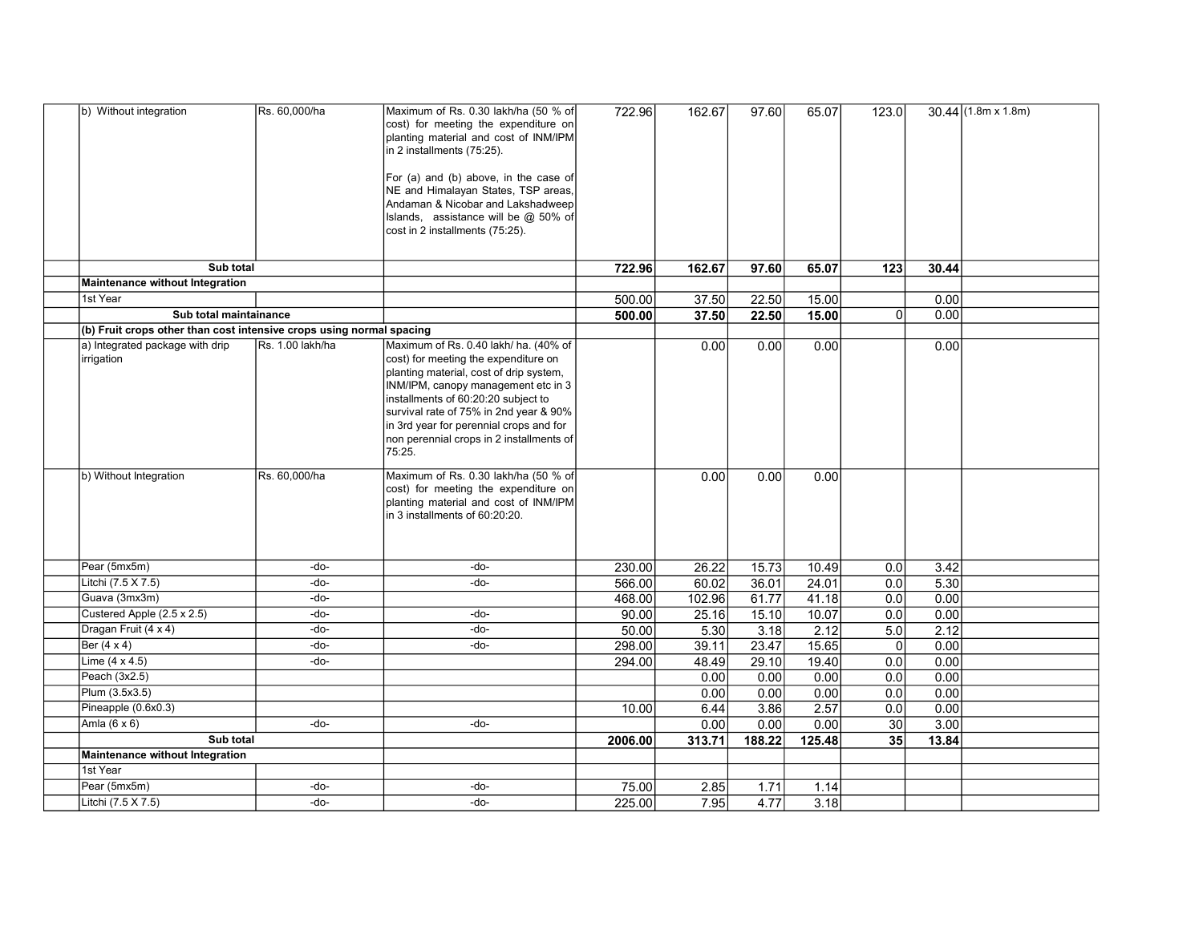| | | | | | | | | | | |
|---|---|---|---|---|---|---|---|---|---|---|
| | b) Without integration | Rs. 60,000/ha | Maximum of Rs. 0.30 lakh/ha (50 % of cost) for meeting the expenditure on planting material and cost of INM/IPM in 2 installments (75:25).<br><br>For (a) and (b) above, in the case of NE and Himalayan States, TSP areas, Andaman & Nicobar and Lakshadweep Islands, assistance will be @ 50% of cost in 2 installments (75:25). | 722.96 | 162.67 | 97.60 | 65.07 | 123.0 | 30.44 | (1.8m x 1.8m) |
| | **Sub total** | | | **722.96** | **162.67** | **97.60** | **65.07** | **123** | **30.44** | |
| | **Maintenance without Integration** | | | | | | | | | |
| | 1st Year | | | 500.00 | 37.50 | 22.50 | 15.00 | | 0.00 | |
| | **Sub total maintainance** | | | **500.00** | **37.50** | **22.50** | **15.00** | 0 | 0.00 | |
| | **(b) Fruit crops other than cost intensive crops using normal spacing** | | | | | | | | | |
| | a) Integrated package with drip irrigation | Rs. 1.00 lakh/ha | Maximum of Rs. 0.40 lakh/ ha. (40% of cost) for meeting the expenditure on planting material, cost of drip system, INM/IPM, canopy management etc in 3 installments of 60:20:20 subject to survival rate of 75% in 2nd year & 90% in 3rd year for perennial crops and for non perennial crops in 2 installments of 75:25. | | 0.00 | 0.00 | 0.00 | | 0.00 | |
| | b) Without Integration | Rs. 60,000/ha | Maximum of Rs. 0.30 lakh/ha (50 % of cost) for meeting the expenditure on planting material and cost of INM/IPM in 3 installments of 60:20:20. | | 0.00 | 0.00 | 0.00 | | | |
| | Pear (5mx5m) | -do- | -do- | 230.00 | 26.22 | 15.73 | 10.49 | 0.0 | 3.42 | |
| | Litchi (7.5 X 7.5) | -do- | -do- | 566.00 | 60.02 | 36.01 | 24.01 | 0.0 | 5.30 | |
| | Guava (3mx3m) | -do- | | 468.00 | 102.96 | 61.77 | 41.18 | 0.0 | 0.00 | |
| | Custered Apple (2.5 x 2.5) | -do- | -do- | 90.00 | 25.16 | 15.10 | 10.07 | 0.0 | 0.00 | |
| | Dragan Fruit (4 x 4) | -do- | -do- | 50.00 | 5.30 | 3.18 | 2.12 | 5.0 | 2.12 | |
| | Ber (4 x 4) | -do- | -do- | 298.00 | 39.11 | 23.47 | 15.65 | 0 | 0.00 | |
| | Lime (4 x 4.5) | -do- | | 294.00 | 48.49 | 29.10 | 19.40 | 0.0 | 0.00 | |
| | Peach (3x2.5) | | | | 0.00 | 0.00 | 0.00 | 0.0 | 0.00 | |
| | Plum (3.5x3.5) | | | | 0.00 | 0.00 | 0.00 | 0.0 | 0.00 | |
| | Pineapple (0.6x0.3) | | | 10.00 | 6.44 | 3.86 | 2.57 | 0.0 | 0.00 | |
| | Amla (6 x 6) | -do- | -do- | | 0.00 | 0.00 | 0.00 | 30 | 3.00 | |
| | **Sub total** | | | **2006.00** | **313.71** | **188.22** | **125.48** | **35** | **13.84** | |
| | **Maintenance without Integration** | | | | | | | | | |
| | 1st Year | | | | | | | | | |
| | Pear (5mx5m) | -do- | -do- | 75.00 | 2.85 | 1.71 | 1.14 | | | |
| | Litchi (7.5 X 7.5) | -do- | -do- | 225.00 | 7.95 | 4.77 | 3.18 | | | |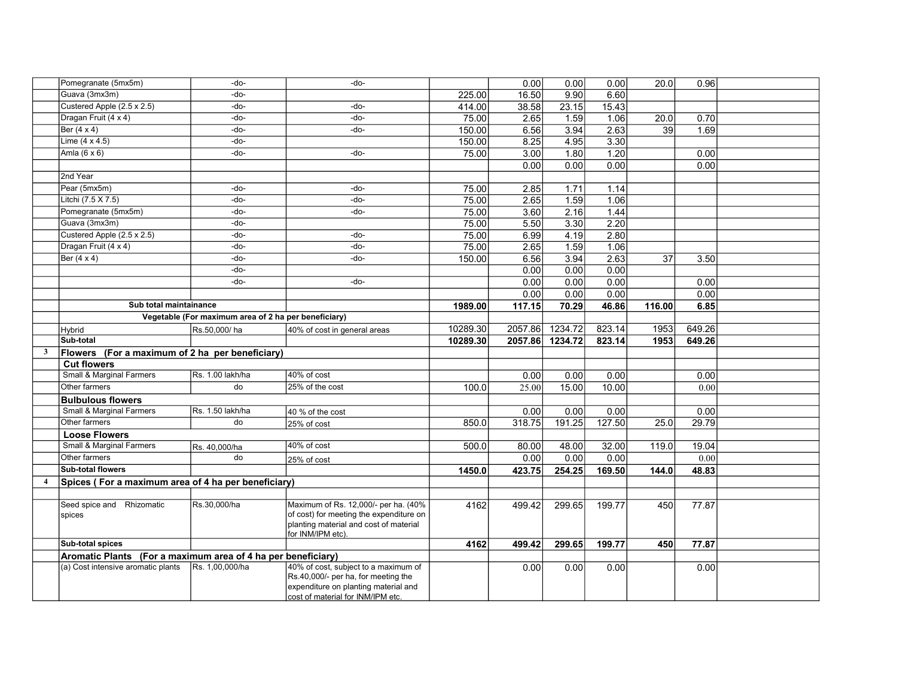| | | | | | | | | | | |
|---|---|---|---|---|---|---|---|---|---|---|
| | Pomegranate (5mx5m) | -do- | -do- | | 0.00 | 0.00 | 0.00 | 20.0 | 0.96 | |
| | Guava (3mx3m) | -do- | | 225.00 | 16.50 | 9.90 | 6.60 | | | |
| | Custered Apple (2.5 x 2.5) | -do- | -do- | 414.00 | 38.58 | 23.15 | 15.43 | | | |
| | Dragan Fruit (4 x 4) | -do- | -do- | 75.00 | 2.65 | 1.59 | 1.06 | 20.0 | 0.70 | |
| | Ber (4 x 4) | -do- | -do- | 150.00 | 6.56 | 3.94 | 2.63 | 39 | 1.69 | |
| | Lime (4 x 4.5) | -do- | | 150.00 | 8.25 | 4.95 | 3.30 | | | |
| | Amla (6 x 6) | -do- | -do- | 75.00 | 3.00 | 1.80 | 1.20 | | 0.00 | |
| | | | | | 0.00 | 0.00 | 0.00 | | 0.00 | |
| | 2nd Year | | | | | | | | | |
| | Pear (5mx5m) | -do- | -do- | 75.00 | 2.85 | 1.71 | 1.14 | | | |
| | Litchi (7.5 X 7.5) | -do- | -do- | 75.00 | 2.65 | 1.59 | 1.06 | | | |
| | Pomegranate (5mx5m) | -do- | -do- | 75.00 | 3.60 | 2.16 | 1.44 | | | |
| | Guava (3mx3m) | -do- | | 75.00 | 5.50 | 3.30 | 2.20 | | | |
| | Custered Apple (2.5 x 2.5) | -do- | -do- | 75.00 | 6.99 | 4.19 | 2.80 | | | |
| | Dragan Fruit (4 x 4) | -do- | -do- | 75.00 | 2.65 | 1.59 | 1.06 | | | |
| | Ber (4 x 4) | -do- | -do- | 150.00 | 6.56 | 3.94 | 2.63 | 37 | 3.50 | |
| | | -do- | | | 0.00 | 0.00 | 0.00 | | | |
| | | -do- | -do- | | 0.00 | 0.00 | 0.00 | | 0.00 | |
| | | | | | 0.00 | 0.00 | 0.00 | | 0.00 | |
| | **Sub total maintainance** | | | **1989.00** | **117.15** | **70.29** | **46.86** | **116.00** | **6.85** | |
| | **Vegetable (For maximum area of 2 ha per beneficiary)** | | | | | | | | | |
| | Hybrid | Rs.50,000/ ha | 40% of cost in general areas | 10289.30 | 2057.86 | 1234.72 | 823.14 | 1953 | 649.26 | |
| | **Sub-total** | | | **10289.30** | **2057.86** | **1234.72** | **823.14** | **1953** | **649.26** | |
| **3** | **Flowers (For a maximum of 2 ha per beneficiary)** | | | | | | | | | |
| | **Cut flowers** | | | | | | | | | |
| | Small & Marginal Farmers | Rs. 1.00 lakh/ha | 40% of cost | | 0.00 | 0.00 | 0.00 | | 0.00 | |
| | Other farmers | do | 25% of the cost | 100.0 | 25.00 | 15.00 | 10.00 | | 0.00 | |
| | **Bulbulous flowers** | | | | | | | | | |
| | Small & Marginal Farmers | Rs. 1.50 lakh/ha | 40 % of the cost | | 0.00 | 0.00 | 0.00 | | 0.00 | |
| | Other farmers | do | 25% of cost | 850.0 | 318.75 | 191.25 | 127.50 | 25.0 | 29.79 | |
| | **Loose Flowers** | | | | | | | | | |
| | Small & Marginal Farmers | Rs. 40,000/ha | 40% of cost | 500.0 | 80.00 | 48.00 | 32.00 | 119.0 | 19.04 | |
| | Other farmers | do | 25% of cost | | 0.00 | 0.00 | 0.00 | | 0.00 | |
| | **Sub-total flowers** | | | **1450.0** | **423.75** | **254.25** | **169.50** | **144.0** | **48.83** | |
| **4** | **Spices ( For a maximum area of 4 ha per beneficiary)** | | | | | | | | | |
| | | | | | | | | | | |
| | Seed spice and Rhizomatic spices | Rs.30,000/ha | Maximum of Rs. 12,000/- per ha. (40% of cost) for meeting the expenditure on planting material and cost of material for INM/IPM etc). | 4162 | 499.42 | 299.65 | 199.77 | 450 | 77.87 | |
| | **Sub-total spices** | | | **4162** | **499.42** | **299.65** | **199.77** | **450** | **77.87** | |
| | **Aromatic Plants (For a maximum area of 4 ha per beneficiary)** | | | | | | | | | |
| | (a) Cost intensive aromatic plants | Rs. 1,00,000/ha | 40% of cost, subject to a maximum of Rs.40,000/- per ha, for meeting the expenditure on planting material and cost of material for INM/IPM etc. | | 0.00 | 0.00 | 0.00 | | 0.00 | |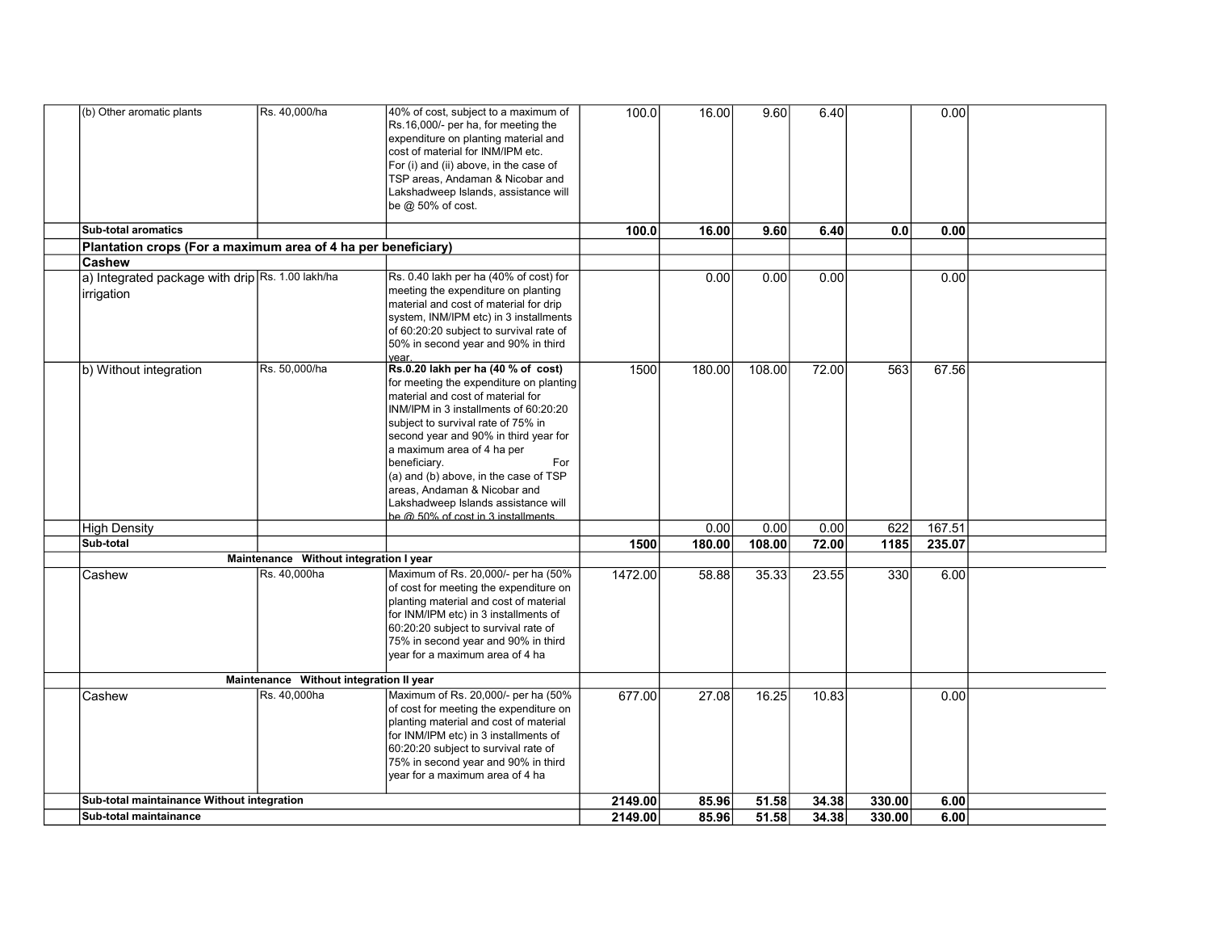| | | | | | | | | | | |
|---|---|---|---|---|---|---|---|---|---|---|
| | (b) Other aromatic plants | Rs. 40,000/ha | 40% of cost, subject to a maximum of Rs.16,000/- per ha, for meeting the expenditure on planting material and cost of material for INM/IPM etc. For (i) and (ii) above, in the case of TSP areas, Andaman & Nicobar and Lakshadweep Islands, assistance will be @ 50% of cost. | 100.0 | 16.00 | 9.60 | 6.40 | | 0.00 | |
| | **Sub-total aromatics** | | | **100.0** | **16.00** | **9.60** | **6.40** | **0.0** | **0.00** | |
| | **Plantation crops (For a maximum area of 4 ha per beneficiary)** | | | | | | | | | |
| | **Cashew** | | | | | | | | | |
| | a) Integrated package with drip irrigation | Rs. 1.00 lakh/ha | Rs. 0.40 lakh per ha (40% of cost) for meeting the expenditure on planting material and cost of material for drip system, INM/IPM etc) in 3 installments of 60:20:20 subject to survival rate of 50% in second year and 90% in third year. | | 0.00 | 0.00 | 0.00 | | 0.00 | |
| | b) Without integration | Rs. 50,000/ha | **Rs.0.20 lakh per ha (40 % of cost)** for meeting the expenditure on planting material and cost of material for INM/IPM in 3 installments of 60:20:20 subject to survival rate of 75% in second year and 90% in third year for a maximum area of 4 ha per beneficiary. For (a) and (b) above, in the case of TSP areas, Andaman & Nicobar and Lakshadweep Islands assistance will be @ 50% of cost in 3 installments. | 1500 | 180.00 | 108.00 | 72.00 | 563 | 67.56 | |
| | High Density | | | | 0.00 | 0.00 | 0.00 | 622 | 167.51 | |
| | **Sub-total** | | | **1500** | **180.00** | **108.00** | **72.00** | **1185** | **235.07** | |
| | **Maintenance Without integration I year** | | | | | | | | | |
| | Cashew | Rs. 40,000ha | Maximum of Rs. 20,000/- per ha (50% of cost for meeting the expenditure on planting material and cost of material for INM/IPM etc) in 3 installments of 60:20:20 subject to survival rate of 75% in second year and 90% in third year for a maximum area of 4 ha | 1472.00 | 58.88 | 35.33 | 23.55 | 330 | 6.00 | |
| | **Maintenance Without integration II year** | | | | | | | | | |
| | Cashew | Rs. 40,000ha | Maximum of Rs. 20,000/- per ha (50% of cost for meeting the expenditure on planting material and cost of material for INM/IPM etc) in 3 installments of 60:20:20 subject to survival rate of 75% in second year and 90% in third year for a maximum area of 4 ha | 677.00 | 27.08 | 16.25 | 10.83 | | 0.00 | |
| | **Sub-total maintainance Without integration** | | | **2149.00** | **85.96** | **51.58** | **34.38** | **330.00** | **6.00** | |
| | **Sub-total maintainance** | | | **2149.00** | **85.96** | **51.58** | **34.38** | **330.00** | **6.00** | |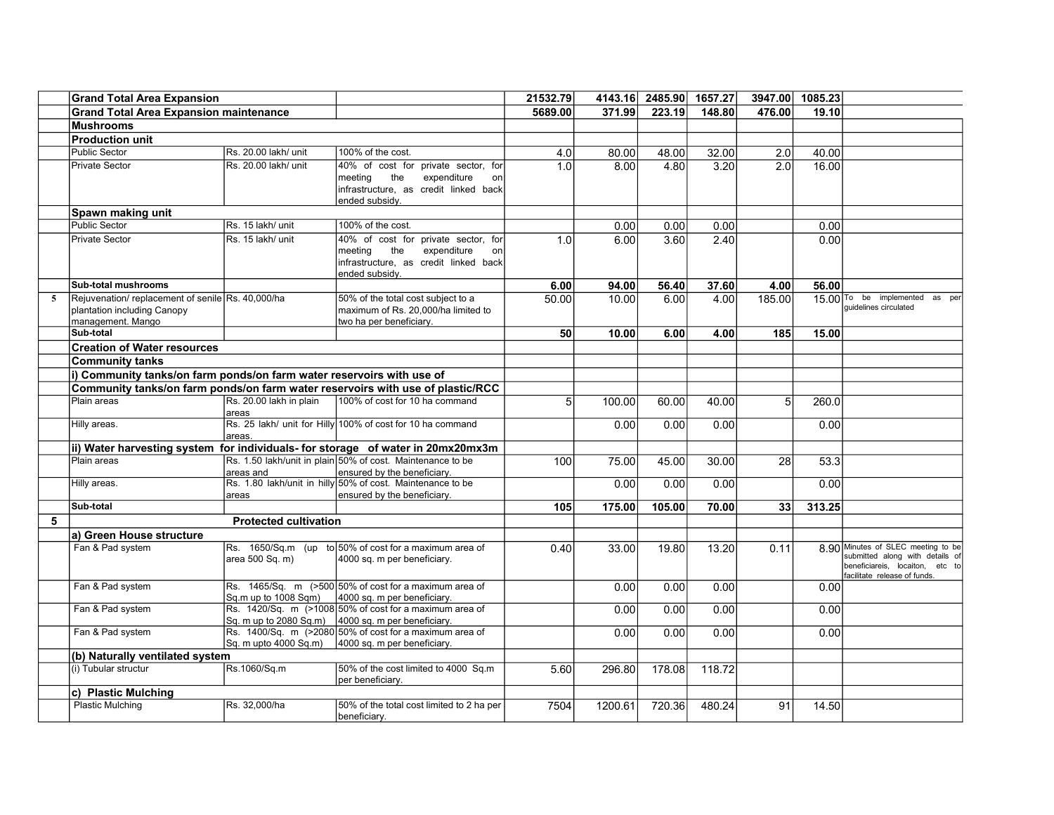| | | | | | | | | | | |
|---|---|---|---|---|---|---|---|---|---|---|
| | **Grand Total Area Expansion** | | | **21532.79** | **4143.16** | **2485.90** | **1657.27** | **3947.00** | **1085.23** | |
| | **Grand Total Area Expansion maintenance** | | | **5689.00** | **371.99** | **223.19** | **148.80** | **476.00** | **19.10** | |
| | **Mushrooms** | | | | | | | | | |
| | **Production unit** | | | | | | | | | |
| | Public Sector | Rs. 20.00 lakh/ unit | 100% of the cost. | 4.0 | 80.00 | 48.00 | 32.00 | 2.0 | 40.00 | |
| | Private Sector | Rs. 20.00 lakh/ unit | 40% of cost for private sector, for meeting the expenditure on infrastructure, as credit linked back ended subsidy. | 1.0 | 8.00 | 4.80 | 3.20 | 2.0 | 16.00 | |
| | **Spawn making unit** | | | | | | | | | |
| | Public Sector | Rs. 15 lakh/ unit | 100% of the cost. | | 0.00 | 0.00 | 0.00 | | 0.00 | |
| | Private Sector | Rs. 15 lakh/ unit | 40% of cost for private sector, for meeting the expenditure on infrastructure, as credit linked back ended subsidy. | 1.0 | 6.00 | 3.60 | 2.40 | | 0.00 | |
| | **Sub-total mushrooms** | | | **6.00** | **94.00** | **56.40** | **37.60** | **4.00** | **56.00** | |
| 5 | Rejuvenation/ replacement of senile plantation including Canopy management. Mango | Rs. 40,000/ha | 50% of the total cost subject to a maximum of Rs. 20,000/ha limited to two ha per beneficiary. | 50.00 | 10.00 | 6.00 | 4.00 | 185.00 | 15.00 | To be implemented as per guidelines circulated |
| | **Sub-total** | | | **50** | **10.00** | **6.00** | **4.00** | **185** | **15.00** | |
| | **Creation of Water resources** | | | | | | | | | |
| | **Community tanks** | | | | | | | | | |
| | **i) Community tanks/on farm ponds/on farm water reservoirs with use of** | | | | | | | | | |
| | **Community tanks/on farm ponds/on farm water reservoirs with use of plastic/RCC** | | | | | | | | | |
| | Plain areas | Rs. 20.00 lakh in plain areas | 100% of cost for 10 ha command | 5 | 100.00 | 60.00 | 40.00 | 5 | 260.0 | |
| | Hilly areas. | Rs. 25 lakh/ unit for Hilly areas. | 100% of cost for 10 ha command | | 0.00 | 0.00 | 0.00 | | 0.00 | |
| | **ii) Water harvesting system for individuals- for storage of water in 20mx20mx3m** | | | | | | | | | |
| | Plain areas | Rs. 1.50 lakh/unit in plain areas and | 50% of cost. Maintenance to be ensured by the beneficiary. | 100 | 75.00 | 45.00 | 30.00 | 28 | 53.3 | |
| | Hilly areas. | Rs. 1.80 lakh/unit in hilly areas | 50% of cost. Maintenance to be ensured by the beneficiary. | | 0.00 | 0.00 | 0.00 | | 0.00 | |
| | **Sub-total** | | | **105** | **175.00** | **105.00** | **70.00** | **33** | **313.25** | |
| **5** | | **Protected cultivation** | | | | | | | | |
| | **a) Green House structure** | | | | | | | | | |
| | Fan & Pad system | Rs. 1650/Sq.m (up to area 500 Sq. m) | 50% of cost for a maximum area of 4000 sq. m per beneficiary. | 0.40 | 33.00 | 19.80 | 13.20 | 0.11 | 8.90 | Minutes of SLEC meeting to be submitted along with details of beneficiareis, locaiton, etc to facilitate release of funds. |
| | Fan & Pad system | Rs. 1465/Sq. m (>500 Sq.m up to 1008 Sqm) | 50% of cost for a maximum area of 4000 sq. m per beneficiary. | | 0.00 | 0.00 | 0.00 | | 0.00 | |
| | Fan & Pad system | Rs. 1420/Sq. m (>1008 Sq. m up to 2080 Sq.m) | 50% of cost for a maximum area of 4000 sq. m per beneficiary. | | 0.00 | 0.00 | 0.00 | | 0.00 | |
| | Fan & Pad system | Rs. 1400/Sq. m (>2080 Sq. m upto 4000 Sq.m) | 50% of cost for a maximum area of 4000 sq. m per beneficiary. | | 0.00 | 0.00 | 0.00 | | 0.00 | |
| | **(b) Naturally ventilated system** | | | | | | | | | |
| | (i) Tubular structur | Rs.1060/Sq.m | 50% of the cost limited to 4000 Sq.m per beneficiary. | 5.60 | 296.80 | 178.08 | 118.72 | | | |
| | **c) Plastic Mulching** | | | | | | | | | |
| | Plastic Mulching | Rs. 32,000/ha | 50% of the total cost limited to 2 ha per beneficiary. | 7504 | 1200.61 | 720.36 | 480.24 | 91 | 14.50 | |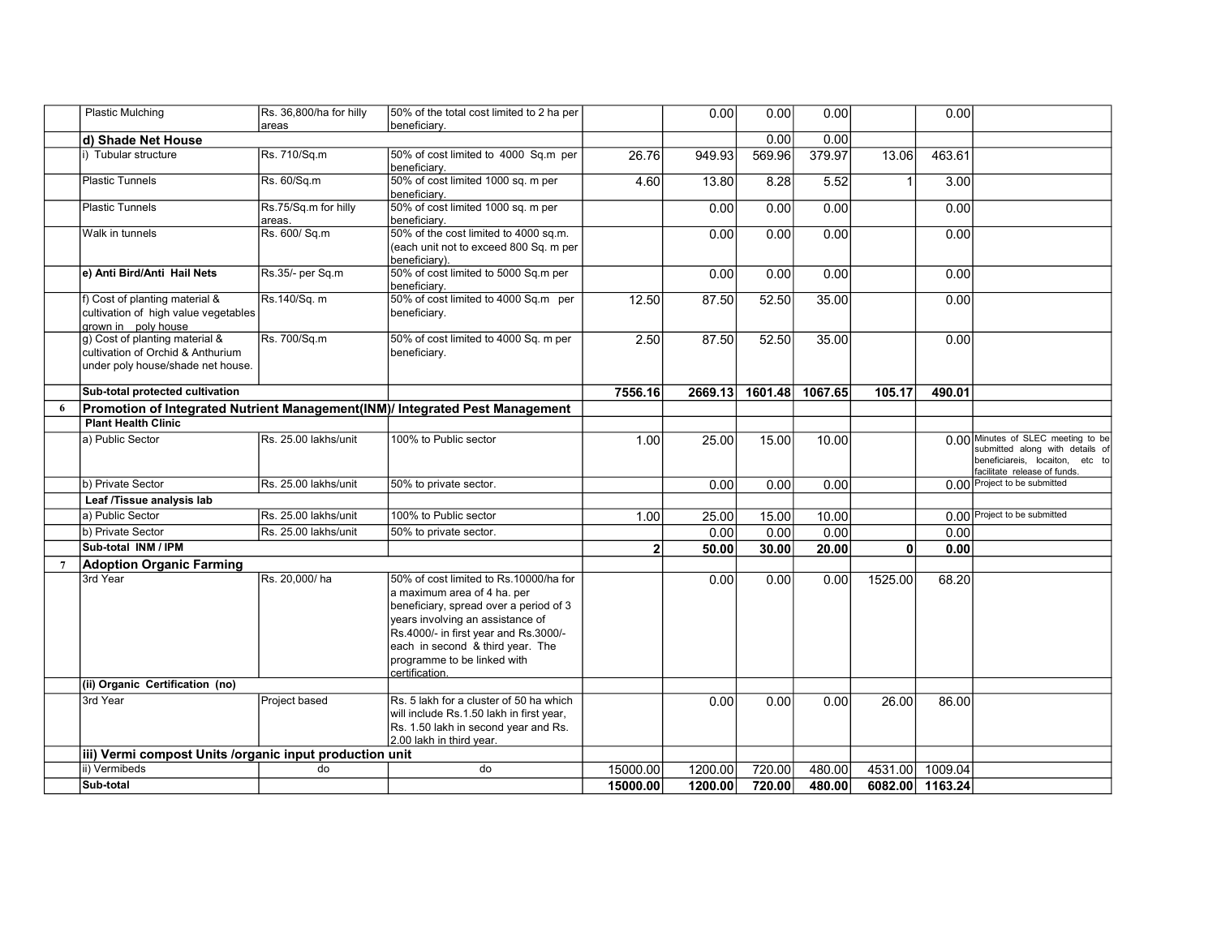| | | | | | | | | | | |
|---|---|---|---|---|---|---|---|---|---|---|
| | Plastic Mulching | Rs. 36,800/ha for hilly areas | 50% of the total cost limited to 2 ha per beneficiary. | | 0.00 | 0.00 | 0.00 | | 0.00 | |
| | **d) Shade Net House** | | | | | 0.00 | 0.00 | | | |
| | i) Tubular structure | Rs. 710/Sq.m | 50% of cost limited to 4000 Sq.m per beneficiary. | 26.76 | 949.93 | 569.96 | 379.97 | 13.06 | 463.61 | |
| | Plastic Tunnels | Rs. 60/Sq.m | 50% of cost limited 1000 sq. m per beneficiary. | 4.60 | 13.80 | 8.28 | 5.52 | 1 | 3.00 | |
| | Plastic Tunnels | Rs.75/Sq.m for hilly areas. | 50% of cost limited 1000 sq. m per beneficiary. | | 0.00 | 0.00 | 0.00 | | 0.00 | |
| | Walk in tunnels | Rs. 600/ Sq.m | 50% of the cost limited to 4000 sq.m. (each unit not to exceed 800 Sq. m per beneficiary). | | 0.00 | 0.00 | 0.00 | | 0.00 | |
| | **e) Anti Bird/Anti Hail Nets** | Rs.35/- per Sq.m | 50% of cost limited to 5000 Sq.m per beneficiary. | | 0.00 | 0.00 | 0.00 | | 0.00 | |
| | f) Cost of planting material & cultivation of high value vegetables grown in poly house | Rs.140/Sq. m | 50% of cost limited to 4000 Sq.m per beneficiary. | 12.50 | 87.50 | 52.50 | 35.00 | | 0.00 | |
| | g) Cost of planting material & cultivation of Orchid & Anthurium under poly house/shade net house. | Rs. 700/Sq.m | 50% of cost limited to 4000 Sq. m per beneficiary. | 2.50 | 87.50 | 52.50 | 35.00 | | 0.00 | |
| | **Sub-total protected cultivation** | | | **7556.16** | **2669.13** | **1601.48** | **1067.65** | **105.17** | **490.01** | |
| 6 | **Promotion of Integrated Nutrient Management(INM)/ Integrated Pest Management** | | | | | | | | | |
| | **Plant Health Clinic** | | | | | | | | | |
| | a) Public Sector | Rs. 25.00 lakhs/unit | 100% to Public sector | 1.00 | 25.00 | 15.00 | 10.00 | | 0.00 | Minutes of SLEC meeting to be submitted along with details of beneficiareis, locaiton, etc to facilitate release of funds. |
| | b) Private Sector | Rs. 25.00 lakhs/unit | 50% to private sector. | | 0.00 | 0.00 | 0.00 | | 0.00 | Project to be submitted |
| | **Leaf /Tissue analysis lab** | | | | | | | | | |
| | a) Public Sector | Rs. 25.00 lakhs/unit | 100% to Public sector | 1.00 | 25.00 | 15.00 | 10.00 | | 0.00 | Project to be submitted |
| | b) Private Sector | Rs. 25.00 lakhs/unit | 50% to private sector. | | 0.00 | 0.00 | 0.00 | | 0.00 | |
| | **Sub-total INM / IPM** | | | **2** | **50.00** | **30.00** | **20.00** | **0** | **0.00** | |
| 7 | **Adoption Organic Farming** | | | | | | | | | |
| | 3rd Year | Rs. 20,000/ ha | 50% of cost limited to Rs.10000/ha for a maximum area of 4 ha. per beneficiary, spread over a period of 3 years involving an assistance of Rs.4000/- in first year and Rs.3000/- each in second & third year. The programme to be linked with certification. | | 0.00 | 0.00 | 0.00 | 1525.00 | 68.20 | |
| | **(ii) Organic Certification (no)** | | | | | | | | | |
| | 3rd Year | Project based | Rs. 5 lakh for a cluster of 50 ha which will include Rs.1.50 lakh in first year, Rs. 1.50 lakh in second year and Rs. 2.00 lakh in third year. | | 0.00 | 0.00 | 0.00 | 26.00 | 86.00 | |
| | **iii) Vermi compost Units /organic input production unit** | | | | | | | | | |
| | ii) Vermibeds | do | do | 15000.00 | 1200.00 | 720.00 | 480.00 | 4531.00 | 1009.04 | |
| | **Sub-total** | | | **15000.00** | **1200.00** | **720.00** | **480.00** | **6082.00** | **1163.24** | |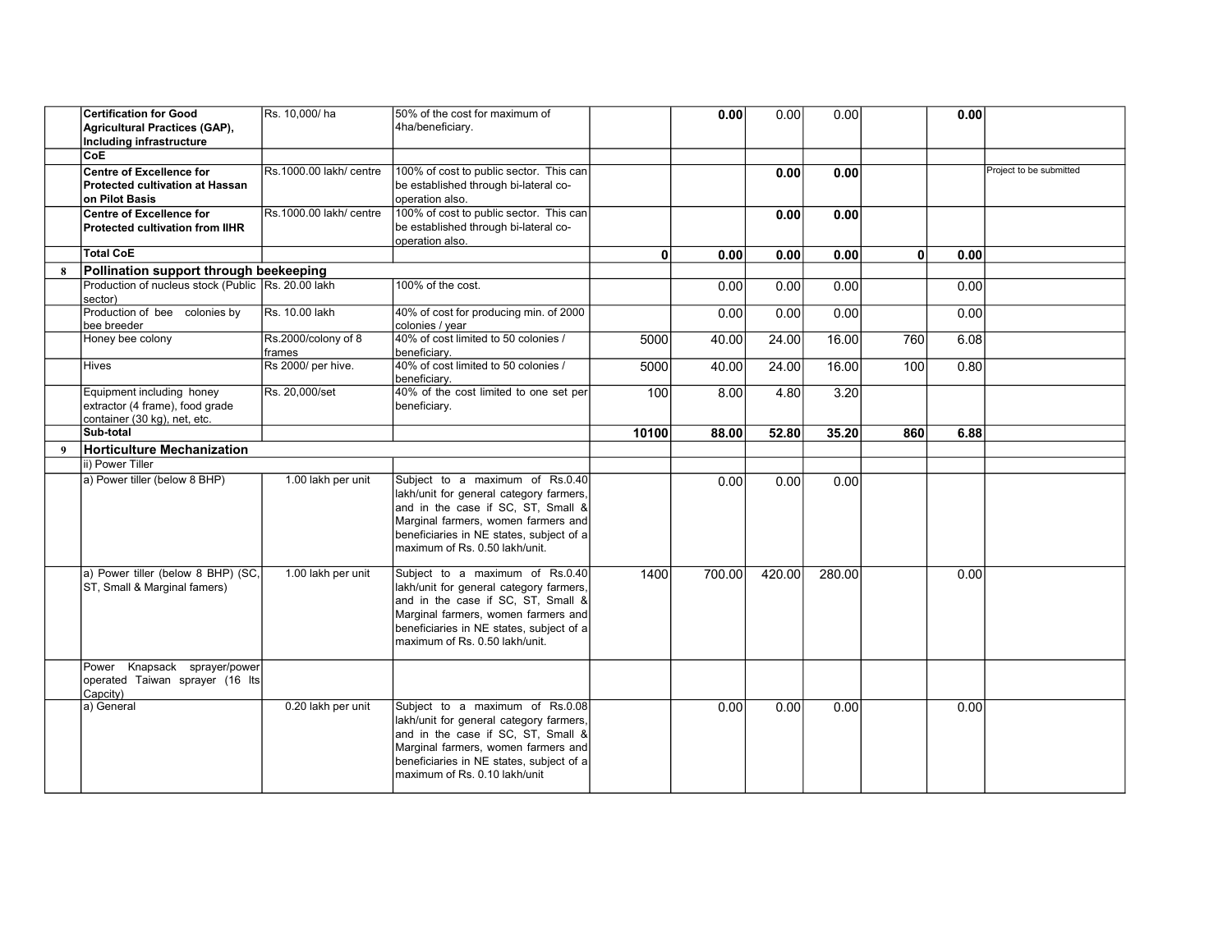|  |  |  |  |  |  |  |  |  |  |  |
|---|---|---|---|---|---|---|---|---|---|---|
|  | **Certification for Good Agricultural Practices (GAP), Including infrastructure** | Rs. 10,000/ ha | 50% of the cost for maximum of 4ha/beneficiary. |  | **0.00** | 0.00 | 0.00 |  | **0.00** |  |
|  | **CoE** |  |  |  |  |  |  |  |  |  |
|  | **Centre of Excellence for Protected cultivation at Hassan on Pilot Basis** | Rs.1000.00 lakh/ centre | 100% of cost to public sector. This can be established through bi-lateral co-operation also. |  |  | **0.00** | **0.00** |  |  | Project to be submitted |
|  | **Centre of Excellence for Protected cultivation from IIHR** | Rs.1000.00 lakh/ centre | 100% of cost to public sector. This can be established through bi-lateral co-operation also. |  |  | **0.00** | **0.00** |  |  |  |
|  | **Total CoE** |  |  | **0** | **0.00** | **0.00** | **0.00** | **0** | **0.00** |  |
| **8** | **Pollination support through beekeeping** |  |  |  |  |  |  |  |  |  |
|  | Production of nucleus stock (Public sector) | Rs. 20.00 lakh | 100% of the cost. |  | 0.00 | 0.00 | 0.00 |  | 0.00 |  |
|  | Production of bee colonies by bee breeder | Rs. 10.00 lakh | 40% of cost for producing min. of 2000 colonies / year |  | 0.00 | 0.00 | 0.00 |  | 0.00 |  |
|  | Honey bee colony | Rs.2000/colony of 8 frames | 40% of cost limited to 50 colonies / beneficiary. | 5000 | 40.00 | 24.00 | 16.00 | 760 | 6.08 |  |
|  | Hives | Rs 2000/ per hive. | 40% of cost limited to 50 colonies / beneficiary. | 5000 | 40.00 | 24.00 | 16.00 | 100 | 0.80 |  |
|  | Equipment including honey extractor (4 frame), food grade container (30 kg), net, etc. | Rs. 20,000/set | 40% of the cost limited to one set per beneficiary. | 100 | 8.00 | 4.80 | 3.20 |  |  |  |
|  | **Sub-total** |  |  | **10100** | **88.00** | **52.80** | **35.20** | **860** | **6.88** |  |
| **9** | **Horticulture Mechanization** |  |  |  |  |  |  |  |  |  |
|  | ii) Power Tiller |  |  |  |  |  |  |  |  |  |
|  | a) Power tiller (below 8 BHP) | 1.00 lakh per unit | Subject to a maximum of Rs.0.40 lakh/unit for general category farmers, and in the case if SC, ST, Small & Marginal farmers, women farmers and beneficiaries in NE states, subject of a maximum of Rs. 0.50 lakh/unit. |  | 0.00 | 0.00 | 0.00 |  |  |  |
|  | a) Power tiller (below 8 BHP) (SC, ST, Small & Marginal famers) | 1.00 lakh per unit | Subject to a maximum of Rs.0.40 lakh/unit for general category farmers, and in the case if SC, ST, Small & Marginal farmers, women farmers and beneficiaries in NE states, subject of a maximum of Rs. 0.50 lakh/unit. | 1400 | 700.00 | 420.00 | 280.00 |  | 0.00 |  |
|  | Power Knapsack sprayer/power operated Taiwan sprayer (16 lts Capcity) |  |  |  |  |  |  |  |  |  |
|  | a) General | 0.20 lakh per unit | Subject to a maximum of Rs.0.08 lakh/unit for general category farmers, and in the case if SC, ST, Small & Marginal farmers, women farmers and beneficiaries in NE states, subject of a maximum of Rs. 0.10 lakh/unit |  | 0.00 | 0.00 | 0.00 |  | 0.00 |  |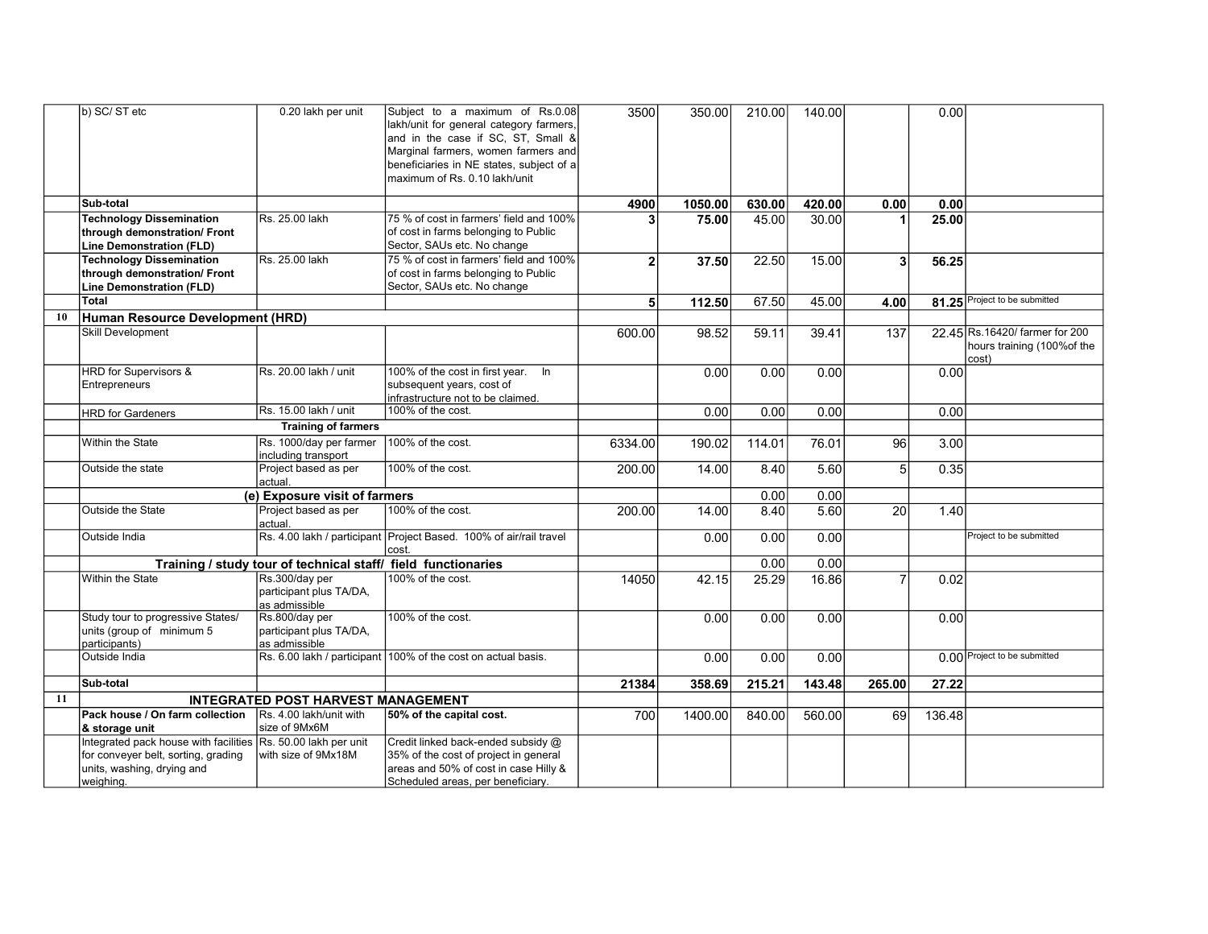| | | | | | | | | | | |
|---|---|---|---|---|---|---|---|---|---|---|
| | b) SC/ ST etc | 0.20 lakh per unit | Subject to a maximum of Rs.0.08 lakh/unit for general category farmers, and in the case if SC, ST, Small & Marginal farmers, women farmers and beneficiaries in NE states, subject of a maximum of Rs. 0.10 lakh/unit | 3500 | 350.00 | 210.00 | 140.00 | | 0.00 | |
| | **Sub-total** | | | **4900** | **1050.00** | **630.00** | **420.00** | **0.00** | **0.00** | |
| | **Technology Dissemination through demonstration/ Front Line Demonstration (FLD)** | Rs. 25.00 lakh | 75 % of cost in farmers' field and 100% of cost in farms belonging to Public Sector, SAUs etc. No change | **3** | **75.00** | 45.00 | 30.00 | **1** | **25.00** | |
| | **Technology Dissemination through demonstration/ Front Line Demonstration (FLD)** | Rs. 25.00 lakh | 75 % of cost in farmers' field and 100% of cost in farms belonging to Public Sector, SAUs etc. No change | **2** | **37.50** | 22.50 | 15.00 | **3** | **56.25** | |
| | **Total** | | | **5** | **112.50** | 67.50 | 45.00 | **4.00** | **81.25** | Project to be submitted |
| 10 | **Human Resource Development (HRD)** | | | | | | | | | |
| | Skill Development | | | 600.00 | 98.52 | 59.11 | 39.41 | 137 | 22.45 | Rs.16420/ farmer for 200 hours training (100%of the cost) |
| | HRD for Supervisors & Entrepreneurs | Rs. 20.00 lakh / unit | 100% of the cost in first year. In subsequent years, cost of infrastructure not to be claimed. | | 0.00 | 0.00 | 0.00 | | 0.00 | |
| | HRD for Gardeners | Rs. 15.00 lakh / unit | 100% of the cost. | | 0.00 | 0.00 | 0.00 | | 0.00 | |
| | | **Training of farmers** | | | | | | | | |
| | Within the State | Rs. 1000/day per farmer including transport | 100% of the cost. | 6334.00 | 190.02 | 114.01 | 76.01 | 96 | 3.00 | |
| | Outside the state | Project based as per actual. | 100% of the cost. | 200.00 | 14.00 | 8.40 | 5.60 | 5 | 0.35 | |
| | | **(e) Exposure visit of farmers** | | | | 0.00 | 0.00 | | | |
| | Outside the State | Project based as per actual. | 100% of the cost. | 200.00 | 14.00 | 8.40 | 5.60 | 20 | 1.40 | |
| | Outside India | Rs. 4.00 lakh / participant | Project Based. 100% of air/rail travel cost. | | 0.00 | 0.00 | 0.00 | | | Project to be submitted |
| | **Training / study tour of technical staff/ field functionaries** | | | | | 0.00 | 0.00 | | | |
| | Within the State | Rs.300/day per participant plus TA/DA, as admissible | 100% of the cost. | 14050 | 42.15 | 25.29 | 16.86 | 7 | 0.02 | |
| | Study tour to progressive States/ units (group of minimum 5 participants) | Rs.800/day per participant plus TA/DA, as admissible | 100% of the cost. | | 0.00 | 0.00 | 0.00 | | 0.00 | |
| | Outside India | Rs. 6.00 lakh / participant | 100% of the cost on actual basis. | | 0.00 | 0.00 | 0.00 | | 0.00 | Project to be submitted |
| | **Sub-total** | | | **21384** | **358.69** | **215.21** | **143.48** | **265.00** | **27.22** | |
| 11 | **INTEGRATED POST HARVEST MANAGEMENT** | | | | | | | | | |
| | **Pack house / On farm collection & storage unit** | Rs. 4.00 lakh/unit with size of 9Mx6M | **50% of the capital cost.** | 700 | 1400.00 | 840.00 | 560.00 | 69 | 136.48 | |
| | Integrated pack house with facilities for conveyer belt, sorting, grading units, washing, drying and weighing. | Rs. 50.00 lakh per unit with size of 9Mx18M | Credit linked back-ended subsidy @ 35% of the cost of project in general areas and 50% of cost in case Hilly & Scheduled areas, per beneficiary. | | | | | | | |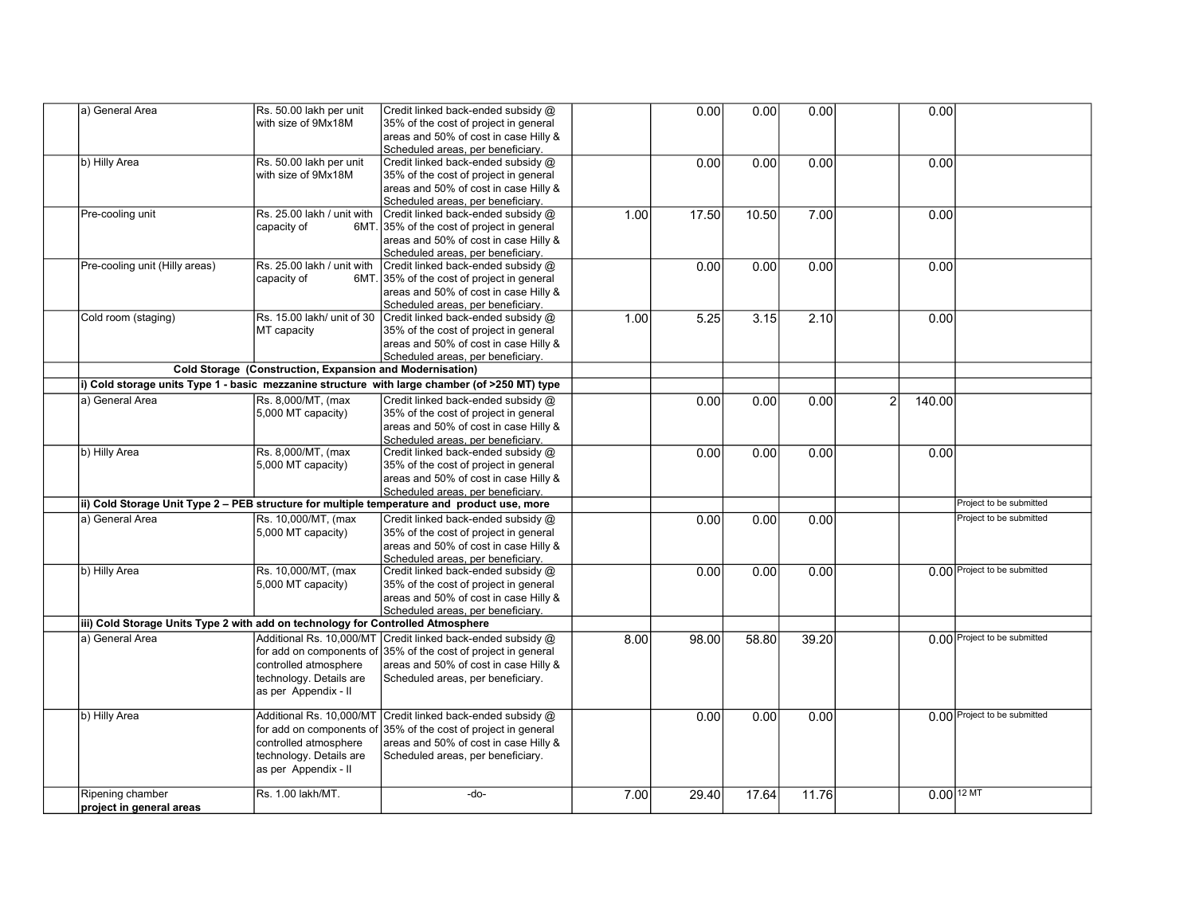| | | | | | | | | | | |
|---|---|---|---|---|---|---|---|---|---|---|
| | a) General Area | Rs. 50.00 lakh per unit with size of 9Mx18M | Credit linked back-ended subsidy @ 35% of the cost of project in general areas and 50% of cost in case Hilly & Scheduled areas, per beneficiary. | | 0.00 | 0.00 | 0.00 | | 0.00 | |
| | b) Hilly Area | Rs. 50.00 lakh per unit with size of 9Mx18M | Credit linked back-ended subsidy @ 35% of the cost of project in general areas and 50% of cost in case Hilly & Scheduled areas, per beneficiary. | | 0.00 | 0.00 | 0.00 | | 0.00 | |
| | Pre-cooling unit | Rs. 25.00 lakh / unit with capacity of 6MT. | Credit linked back-ended subsidy @ 35% of the cost of project in general areas and 50% of cost in case Hilly & Scheduled areas, per beneficiary. | 1.00 | 17.50 | 10.50 | 7.00 | | 0.00 | |
| | Pre-cooling unit (Hilly areas) | Rs. 25.00 lakh / unit with capacity of 6MT. | Credit linked back-ended subsidy @ 35% of the cost of project in general areas and 50% of cost in case Hilly & Scheduled areas, per beneficiary. | | 0.00 | 0.00 | 0.00 | | 0.00 | |
| | Cold room (staging) | Rs. 15.00 lakh/ unit of 30 MT capacity | Credit linked back-ended subsidy @ 35% of the cost of project in general areas and 50% of cost in case Hilly & Scheduled areas, per beneficiary. | 1.00 | 5.25 | 3.15 | 2.10 | | 0.00 | |
| | **Cold Storage (Construction, Expansion and Modernisation)** | | | | | | | | | |
| | **i) Cold storage units Type 1 - basic mezzanine structure with large chamber (of >250 MT) type** | | | | | | | | | |
| | a) General Area | Rs. 8,000/MT, (max 5,000 MT capacity) | Credit linked back-ended subsidy @ 35% of the cost of project in general areas and 50% of cost in case Hilly & Scheduled areas, per beneficiary. | | 0.00 | 0.00 | 0.00 | 2 | 140.00 | |
| | b) Hilly Area | Rs. 8,000/MT, (max 5,000 MT capacity) | Credit linked back-ended subsidy @ 35% of the cost of project in general areas and 50% of cost in case Hilly & Scheduled areas, per beneficiary. | | 0.00 | 0.00 | 0.00 | | 0.00 | |
| | **ii) Cold Storage Unit Type 2 – PEB structure for multiple temperature and product use, more** | | | | | | | | | Project to be submitted |
| | a) General Area | Rs. 10,000/MT, (max 5,000 MT capacity) | Credit linked back-ended subsidy @ 35% of the cost of project in general areas and 50% of cost in case Hilly & Scheduled areas, per beneficiary. | | 0.00 | 0.00 | 0.00 | | | Project to be submitted |
| | b) Hilly Area | Rs. 10,000/MT, (max 5,000 MT capacity) | Credit linked back-ended subsidy @ 35% of the cost of project in general areas and 50% of cost in case Hilly & Scheduled areas, per beneficiary. | | 0.00 | 0.00 | 0.00 | | 0.00 | Project to be submitted |
| | **iii) Cold Storage Units Type 2 with add on technology for Controlled Atmosphere** | | | | | | | | | |
| | a) General Area | Additional Rs. 10,000/MT for add on components of controlled atmosphere technology. Details are as per Appendix - II | Credit linked back-ended subsidy @ 35% of the cost of project in general areas and 50% of cost in case Hilly & Scheduled areas, per beneficiary. | 8.00 | 98.00 | 58.80 | 39.20 | | 0.00 | Project to be submitted |
| | b) Hilly Area | Additional Rs. 10,000/MT for add on components of controlled atmosphere technology. Details are as per Appendix - II | Credit linked back-ended subsidy @ 35% of the cost of project in general areas and 50% of cost in case Hilly & Scheduled areas, per beneficiary. | | 0.00 | 0.00 | 0.00 | | 0.00 | Project to be submitted |
| | Ripening chamber **project in general areas** | Rs. 1.00 lakh/MT. | -do- | 7.00 | 29.40 | 17.64 | 11.76 | | 0.00 | 12 MT |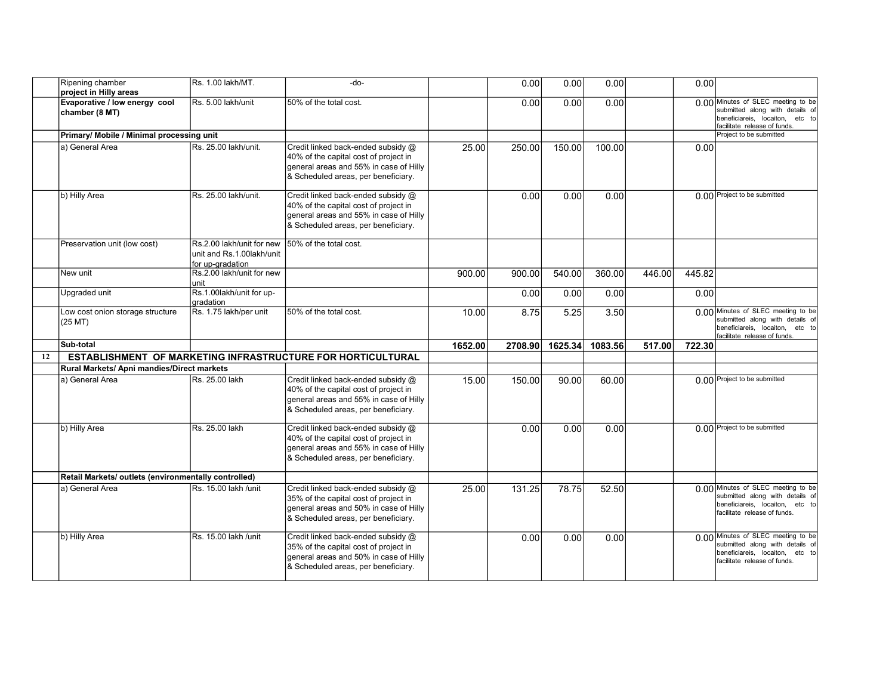| | | | | | | | | | | |
|---|---|---|---|---|---|---|---|---|---|---|
| | Ripening chamber **project in Hilly areas** | Rs. 1.00 lakh/MT. | -do- | | 0.00 | 0.00 | 0.00 | | 0.00 | |
| | **Evaporative / low energy cool chamber (8 MT)** | Rs. 5.00 lakh/unit | 50% of the total cost. | | 0.00 | 0.00 | 0.00 | | 0.00 | Minutes of SLEC meeting to be submitted along with details of beneficiareis, locaiton, etc to facilitate release of funds. |
| | **Primary/ Mobile / Minimal processing unit** | | | | | | | | | Project to be submitted |
| | a) General Area | Rs. 25.00 lakh/unit. | Credit linked back-ended subsidy @ 40% of the capital cost of project in general areas and 55% in case of Hilly & Scheduled areas, per beneficiary. | 25.00 | 250.00 | 150.00 | 100.00 | | 0.00 | |
| | b) Hilly Area | Rs. 25.00 lakh/unit. | Credit linked back-ended subsidy @ 40% of the capital cost of project in general areas and 55% in case of Hilly & Scheduled areas, per beneficiary. | | 0.00 | 0.00 | 0.00 | | 0.00 | Project to be submitted |
| | Preservation unit (low cost) | Rs.2.00 lakh/unit for new unit and Rs.1.00lakh/unit for up-gradation | 50% of the total cost. | | | | | | | |
| | New unit | Rs.2.00 lakh/unit for new unit | | 900.00 | 900.00 | 540.00 | 360.00 | 446.00 | 445.82 | |
| | Upgraded unit | Rs.1.00lakh/unit for up-gradation | | | 0.00 | 0.00 | 0.00 | | 0.00 | |
| | Low cost onion storage structure (25 MT) | Rs. 1.75 lakh/per unit | 50% of the total cost. | 10.00 | 8.75 | 5.25 | 3.50 | | 0.00 | Minutes of SLEC meeting to be submitted along with details of beneficiareis, locaiton, etc to facilitate release of funds. |
| | **Sub-total** | | | **1652.00** | **2708.90** | **1625.34** | **1083.56** | **517.00** | **722.30** | |
| 12 | **ESTABLISHMENT OF MARKETING INFRASTRUCTURE FOR HORTICULTURAL** | | | | | | | | | |
| | **Rural Markets/ Apni mandies/Direct markets** | | | | | | | | | |
| | a) General Area | Rs. 25.00 lakh | Credit linked back-ended subsidy @ 40% of the capital cost of project in general areas and 55% in case of Hilly & Scheduled areas, per beneficiary. | 15.00 | 150.00 | 90.00 | 60.00 | | 0.00 | Project to be submitted |
| | b) Hilly Area | Rs. 25.00 lakh | Credit linked back-ended subsidy @ 40% of the capital cost of project in general areas and 55% in case of Hilly & Scheduled areas, per beneficiary. | | 0.00 | 0.00 | 0.00 | | 0.00 | Project to be submitted |
| | **Retail Markets/ outlets (environmentally controlled)** | | | | | | | | | |
| | a) General Area | Rs. 15.00 lakh /unit | Credit linked back-ended subsidy @ 35% of the capital cost of project in general areas and 50% in case of Hilly & Scheduled areas, per beneficiary. | 25.00 | 131.25 | 78.75 | 52.50 | | 0.00 | Minutes of SLEC meeting to be submitted along with details of beneficiareis, locaiton, etc to facilitate release of funds. |
| | b) Hilly Area | Rs. 15.00 lakh /unit | Credit linked back-ended subsidy @ 35% of the capital cost of project in general areas and 50% in case of Hilly & Scheduled areas, per beneficiary. | | 0.00 | 0.00 | 0.00 | | 0.00 | Minutes of SLEC meeting to be submitted along with details of beneficiareis, locaiton, etc to facilitate release of funds. |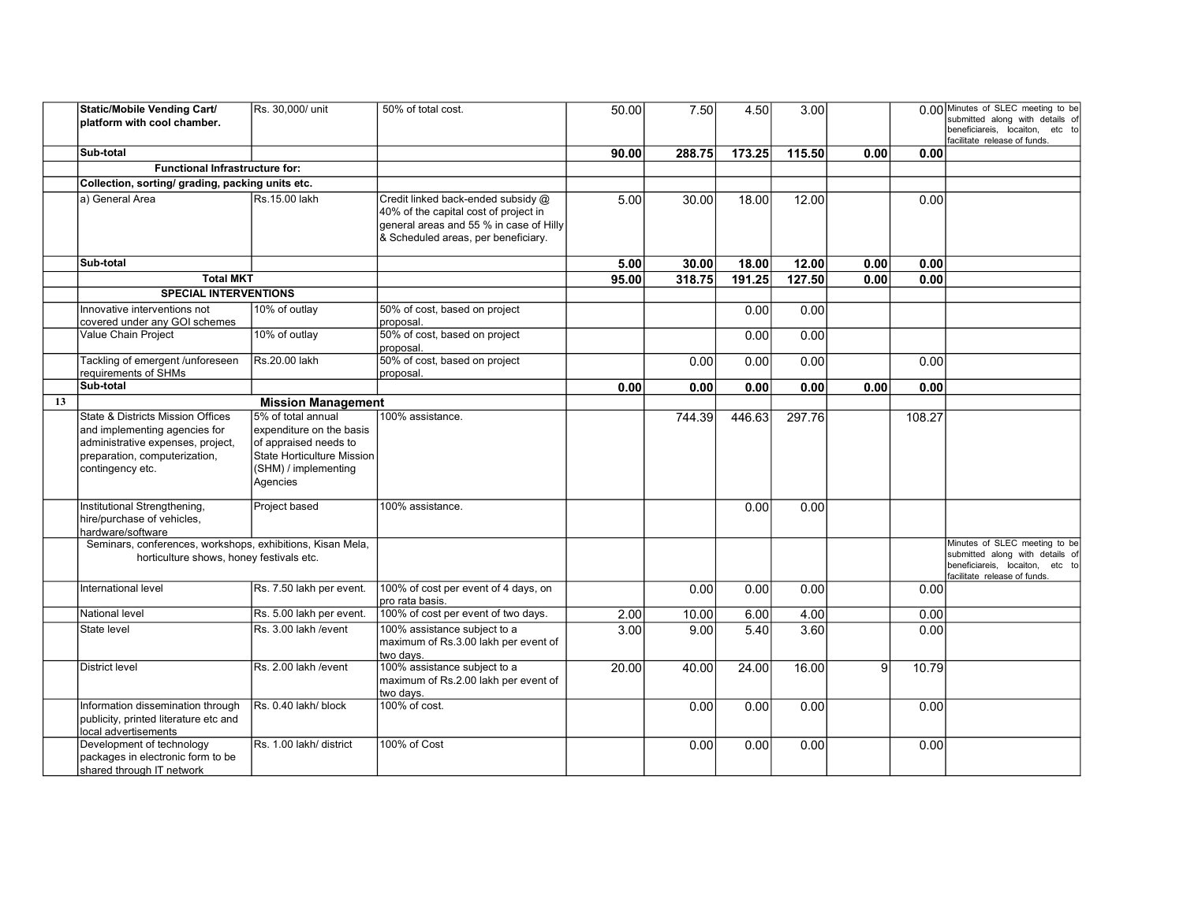|  |  |  |  |  |  |  |  |  |  |  |
|---|---|---|---|---|---|---|---|---|---|---|
|  | **Static/Mobile Vending Cart/ platform with cool chamber.** | Rs. 30,000/ unit | 50% of total cost. | 50.00 | 7.50 | 4.50 | 3.00 |  | 0.00 | Minutes of SLEC meeting to be submitted along with details of beneficiareis, locaiton, etc to facilitate release of funds. |
|  | **Sub-total** |  |  | **90.00** | **288.75** | **173.25** | **115.50** | **0.00** | **0.00** |  |
|  | **Functional Infrastructure for:** |  |  |  |  |  |  |  |  |  |
|  | **Collection, sorting/ grading, packing units etc.** |  |  |  |  |  |  |  |  |  |
|  | a) General Area | Rs.15.00 lakh | Credit linked back-ended subsidy @ 40% of the capital cost of project in general areas and 55 % in case of Hilly & Scheduled areas, per beneficiary. | 5.00 | 30.00 | 18.00 | 12.00 |  | 0.00 |  |
|  | **Sub-total** |  |  | **5.00** | **30.00** | **18.00** | **12.00** | **0.00** | **0.00** |  |
|  | **Total MKT** |  |  | **95.00** | **318.75** | **191.25** | **127.50** | **0.00** | **0.00** |  |
|  | **SPECIAL INTERVENTIONS** |  |  |  |  |  |  |  |  |  |
|  | Innovative interventions not covered under any GOI schemes | 10% of outlay | 50% of cost, based on project proposal. |  |  | 0.00 | 0.00 |  |  |  |
|  | Value Chain Project | 10% of outlay | 50% of cost, based on project proposal. |  |  | 0.00 | 0.00 |  |  |  |
|  | Tackling of emergent /unforeseen requirements of SHMs | Rs.20.00 lakh | 50% of cost, based on project proposal. |  | 0.00 | 0.00 | 0.00 |  | 0.00 |  |
|  | **Sub-total** |  |  | **0.00** | **0.00** | **0.00** | **0.00** | **0.00** | **0.00** |  |
| 13 | **Mission Management** |  |  |  |  |  |  |  |  |  |
|  | State & Districts Mission Offices and implementing agencies for administrative expenses, project, preparation, computerization, contingency etc. | 5% of total annual expenditure on the basis of appraised needs to State Horticulture Mission (SHM) / implementing Agencies | 100% assistance. |  | 744.39 | 446.63 | 297.76 |  | 108.27 |  |
|  | Institutional Strengthening, hire/purchase of vehicles, hardware/software | Project based | 100% assistance. |  |  | 0.00 | 0.00 |  |  |  |
|  | Seminars, conferences, workshops, exhibitions, Kisan Mela, horticulture shows, honey festivals etc. |  |  |  |  |  |  |  |  | Minutes of SLEC meeting to be submitted along with details of beneficiareis, locaiton, etc to facilitate release of funds. |
|  | International level | Rs. 7.50 lakh per event. | 100% of cost per event of 4 days, on pro rata basis. |  | 0.00 | 0.00 | 0.00 |  | 0.00 |  |
|  | National level | Rs. 5.00 lakh per event. | 100% of cost per event of two days. | 2.00 | 10.00 | 6.00 | 4.00 |  | 0.00 |  |
|  | State level | Rs. 3.00 lakh /event | 100% assistance subject to a maximum of Rs.3.00 lakh per event of two days. | 3.00 | 9.00 | 5.40 | 3.60 |  | 0.00 |  |
|  | District level | Rs. 2.00 lakh /event | 100% assistance subject to a maximum of Rs.2.00 lakh per event of two days. | 20.00 | 40.00 | 24.00 | 16.00 | 9 | 10.79 |  |
|  | Information dissemination through publicity, printed literature etc and local advertisements | Rs. 0.40 lakh/ block | 100% of cost. |  | 0.00 | 0.00 | 0.00 |  | 0.00 |  |
|  | Development of technology packages in electronic form to be shared through IT network | Rs. 1.00 lakh/ district | 100% of Cost |  | 0.00 | 0.00 | 0.00 |  | 0.00 |  |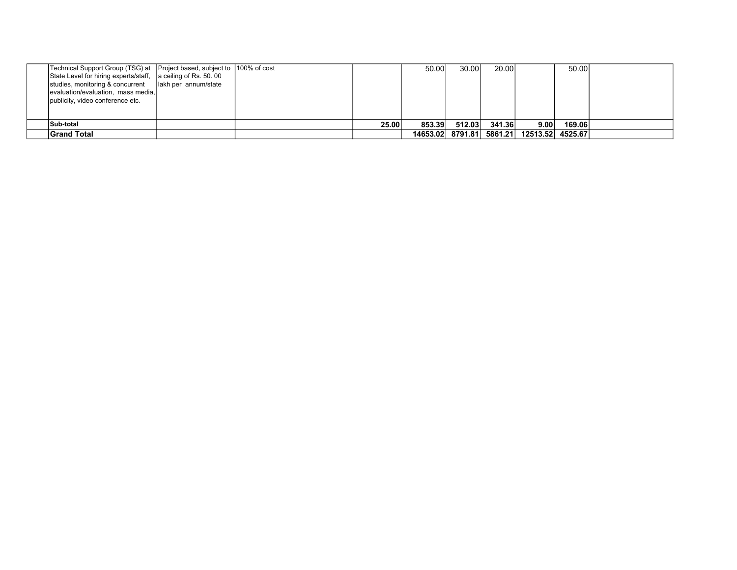| | | | | | | | | | | |
|---|---|---|---|---|---|---|---|---|---|---|
| | Technical Support Group (TSG) at State Level for hiring experts/staff, studies, monitoring & concurrent evaluation/evaluation, mass media, publicity, video conference etc. | Project based, subject to a ceiling of Rs. 50. 00 lakh per annum/state | 100% of cost | | 50.00 | 30.00 | 20.00 | | 50.00 | |
| | **Sub-total** | | | **25.00** | **853.39** | **512.03** | **341.36** | **9.00** | **169.06** | |
| | **Grand Total** | | | | **14653.02** | **8791.81** | **5861.21** | **12513.52** | **4525.67** | |